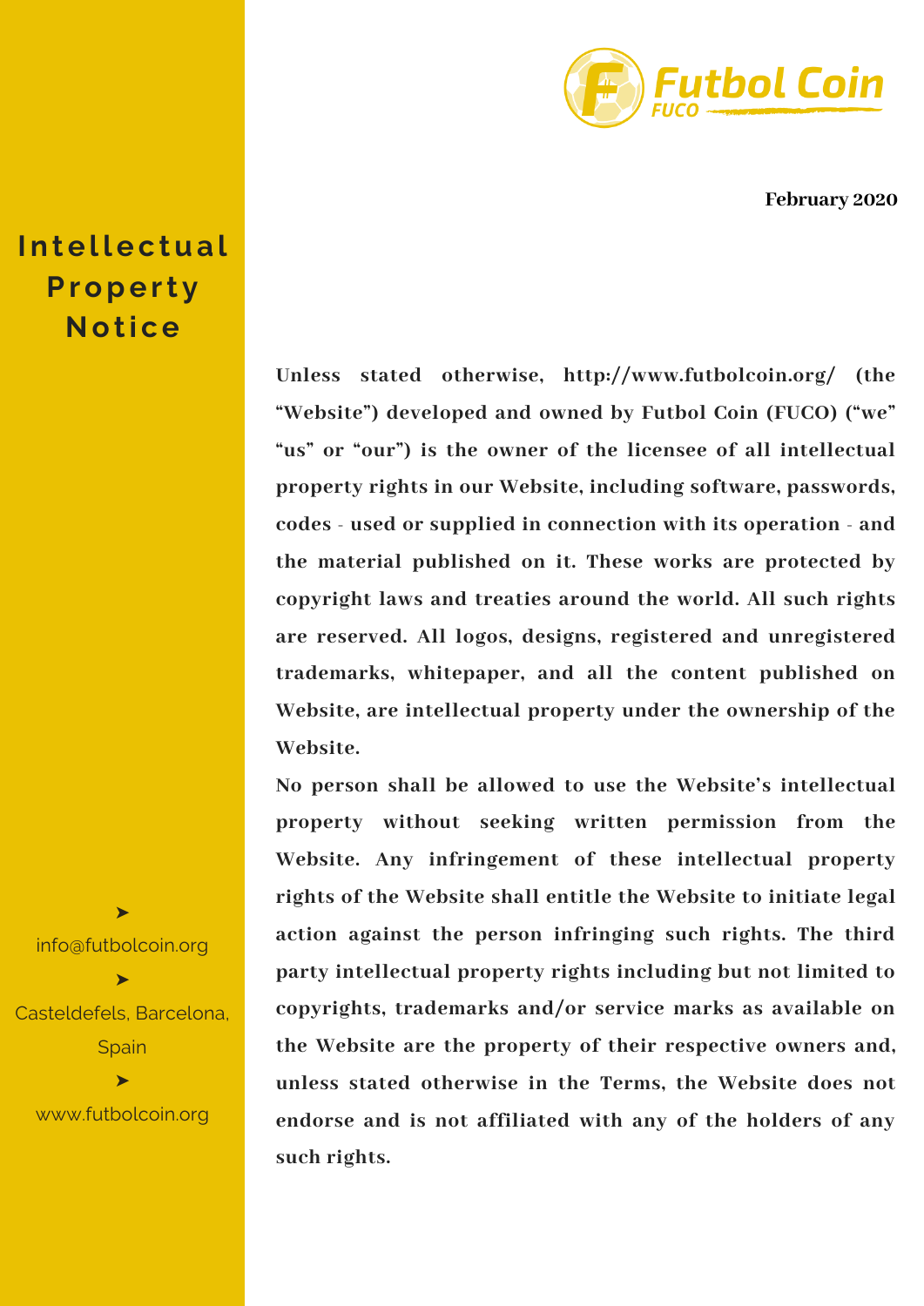Futbol Coin
FUCO

February 2020

# Intellectual Property Notice

Unless stated otherwise, http://www.futbolcoin.org/ (the "Website") developed and owned by Futbol Coin (FUCO) ("we" "us" or "our") is the owner of the licensee of all intellectual property rights in our Website, including software, passwords, codes - used or supplied in connection with its operation - and the material published on it. These works are protected by copyright laws and treaties around the world. All such rights are reserved. All logos, designs, registered and unregistered trademarks, whitepaper, and all the content published on Website, are intellectual property under the ownership of the Website.

No person shall be allowed to use the Website's intellectual property without seeking written permission from the Website. Any infringement of these intellectual property rights of the Website shall entitle the Website to initiate legal action against the person infringing such rights. The third party intellectual property rights including but not limited to copyrights, trademarks and/or service marks as available on the Website are the property of their respective owners and, unless stated otherwise in the Terms, the Website does not endorse and is not affiliated with any of the holders of any such rights.

➤ info@futbolcoin.org

➤ Casteldefels, Barcelona, Spain

➤ www.futbolcoin.org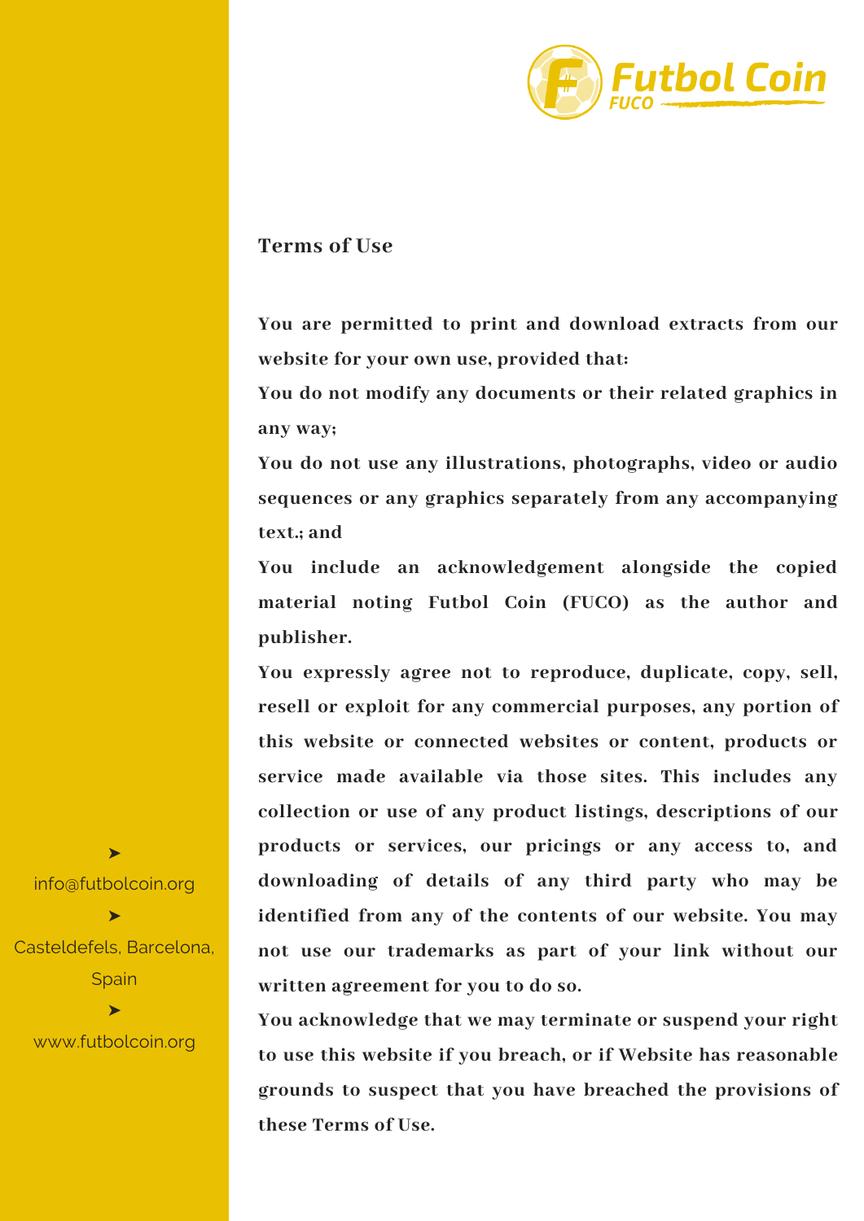## Terms of Use

**You are permitted to print and download extracts from our website for your own use, provided that:**

**You do not modify any documents or their related graphics in any way;**

**You do not use any illustrations, photographs, video or audio sequences or any graphics separately from any accompanying text.; and**

**You include an acknowledgement alongside the copied material noting Futbol Coin (FUCO) as the author and publisher.**

**You expressly agree not to reproduce, duplicate, copy, sell, resell or exploit for any commercial purposes, any portion of this website or connected websites or content, products or service made available via those sites. This includes any collection or use of any product listings, descriptions of our products or services, our pricings or any access to, and downloading of details of any third party who may be identified from any of the contents of our website. You may not use our trademarks as part of your link without our written agreement for you to do so.**

**You acknowledge that we may terminate or suspend your right to use this website if you breach, or if Website has reasonable grounds to suspect that you have breached the provisions of these Terms of Use.**

➤ info@futbolcoin.org

➤ Casteldefels, Barcelona, Spain

➤ www.futbolcoin.org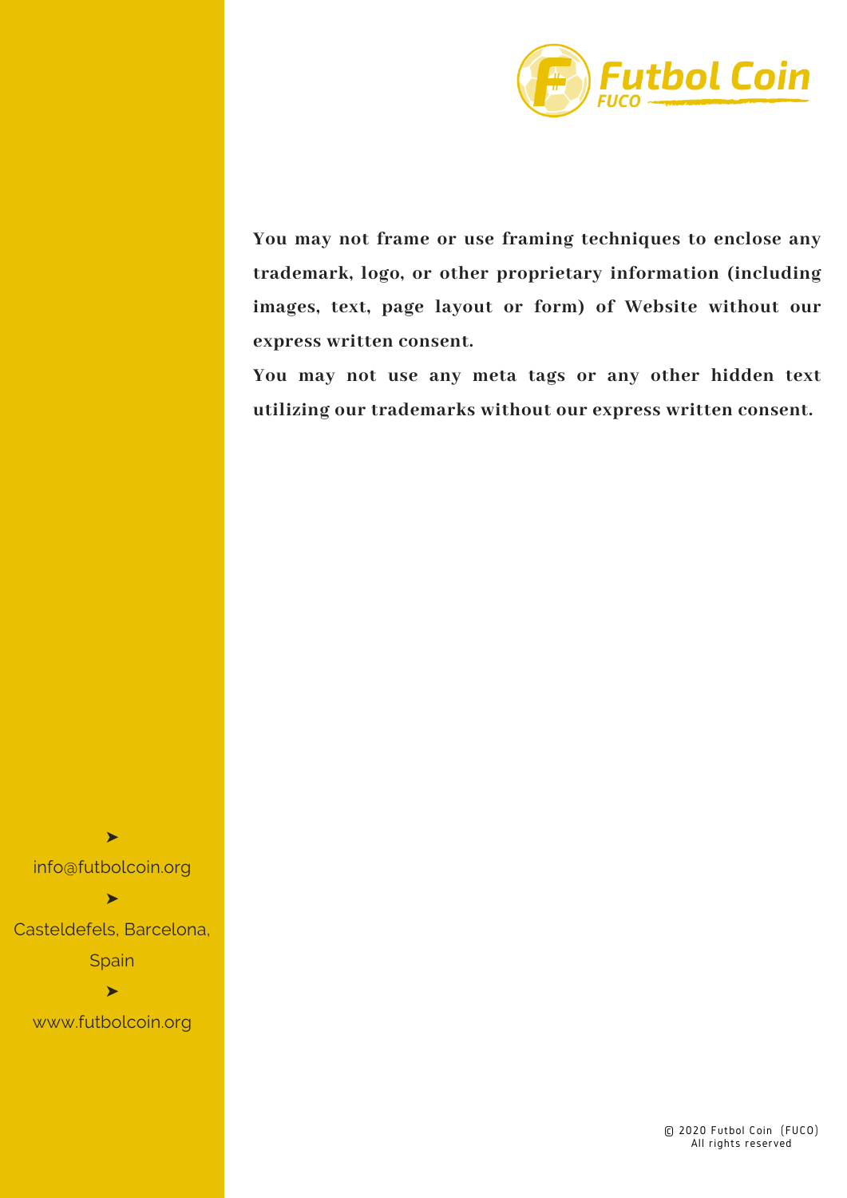**You may not frame or use framing techniques to enclose any trademark, logo, or other proprietary information (including images, text, page layout or form) of Website without our express written consent.**

**You may not use any meta tags or any other hidden text utilizing our trademarks without our express written consent.**

➤

info@futbolcoin.org

➤

Casteldefels, Barcelona, Spain

➤

www.futbolcoin.org

© 2020 Futbol Coin (FUCO)
All rights reserved